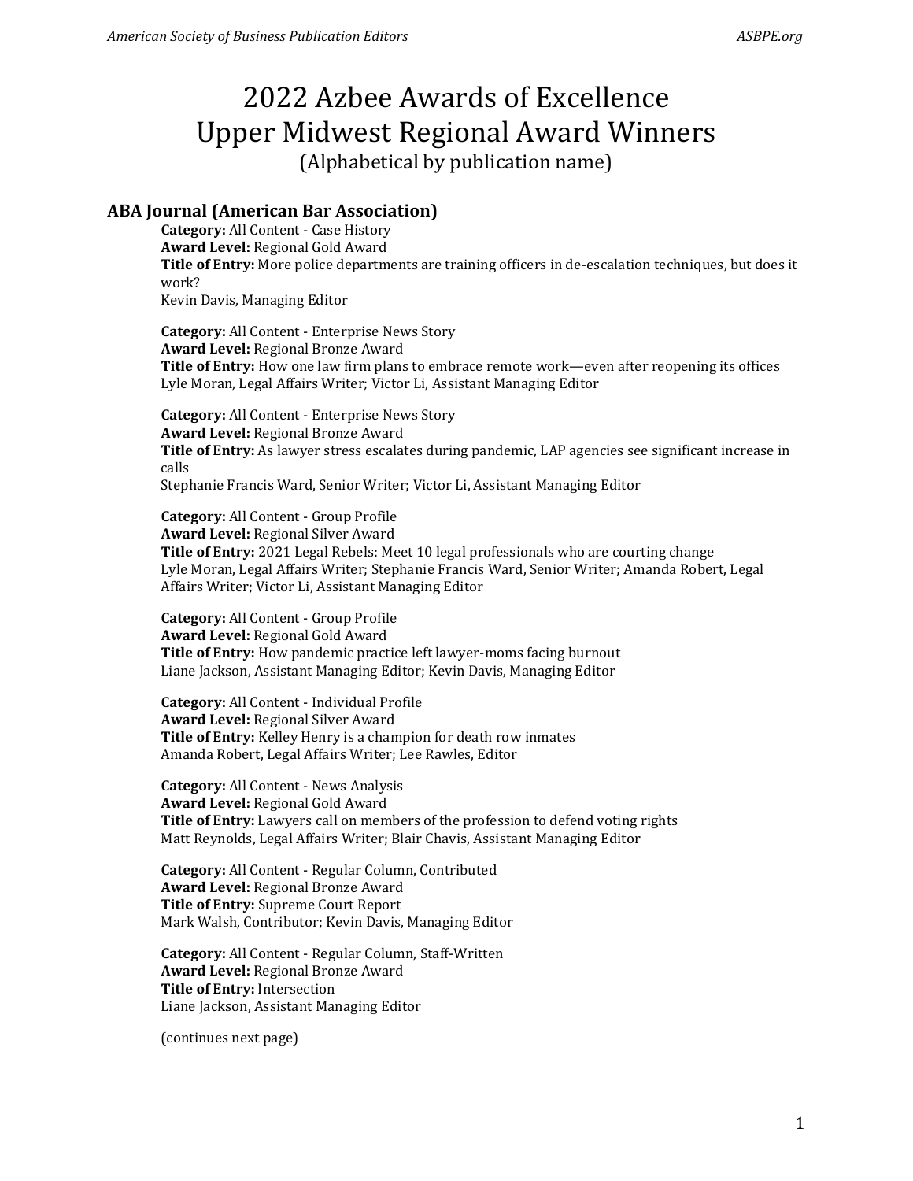# 2022 Azbee Awards of Excellence
# Upper Midwest Regional Award Winners

(Alphabetical by publication name)

## ABA Journal (American Bar Association)

**Category:** All Content - Case History
**Award Level:** Regional Gold Award
**Title of Entry:** More police departments are training officers in de-escalation techniques, but does it work?
Kevin Davis, Managing Editor

**Category:** All Content - Enterprise News Story
**Award Level:** Regional Bronze Award
**Title of Entry:** How one law firm plans to embrace remote work—even after reopening its offices
Lyle Moran, Legal Affairs Writer; Victor Li, Assistant Managing Editor

**Category:** All Content - Enterprise News Story
**Award Level:** Regional Bronze Award
**Title of Entry:** As lawyer stress escalates during pandemic, LAP agencies see significant increase in calls
Stephanie Francis Ward, Senior Writer; Victor Li, Assistant Managing Editor

**Category:** All Content - Group Profile
**Award Level:** Regional Silver Award
**Title of Entry:** 2021 Legal Rebels: Meet 10 legal professionals who are courting change
Lyle Moran, Legal Affairs Writer; Stephanie Francis Ward, Senior Writer; Amanda Robert, Legal Affairs Writer; Victor Li, Assistant Managing Editor

**Category:** All Content - Group Profile
**Award Level:** Regional Gold Award
**Title of Entry:** How pandemic practice left lawyer-moms facing burnout
Liane Jackson, Assistant Managing Editor; Kevin Davis, Managing Editor

**Category:** All Content - Individual Profile
**Award Level:** Regional Silver Award
**Title of Entry:** Kelley Henry is a champion for death row inmates
Amanda Robert, Legal Affairs Writer; Lee Rawles, Editor

**Category:** All Content - News Analysis
**Award Level:** Regional Gold Award
**Title of Entry:** Lawyers call on members of the profession to defend voting rights
Matt Reynolds, Legal Affairs Writer; Blair Chavis, Assistant Managing Editor

**Category:** All Content - Regular Column, Contributed
**Award Level:** Regional Bronze Award
**Title of Entry:** Supreme Court Report
Mark Walsh, Contributor; Kevin Davis, Managing Editor

**Category:** All Content - Regular Column, Staff-Written
**Award Level:** Regional Bronze Award
**Title of Entry:** Intersection
Liane Jackson, Assistant Managing Editor

(continues next page)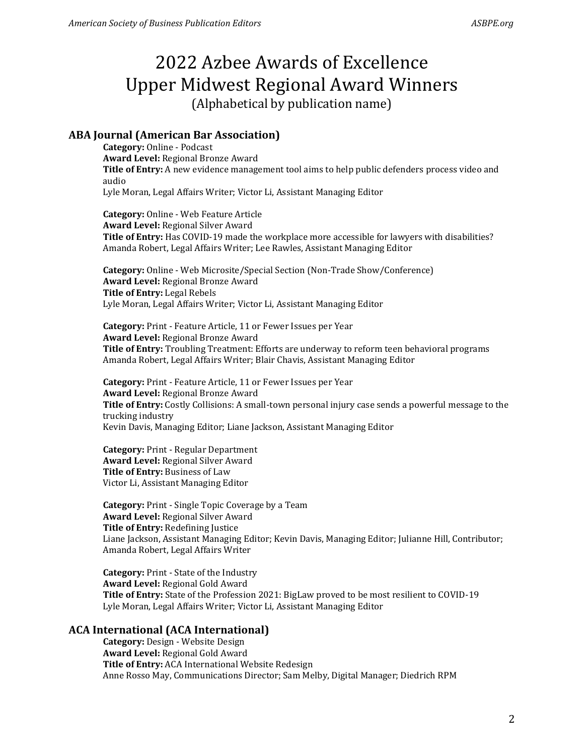# 2022 Azbee Awards of Excellence
# Upper Midwest Regional Award Winners
(Alphabetical by publication name)

## ABA Journal (American Bar Association)

**Category:** Online - Podcast
**Award Level:** Regional Bronze Award
**Title of Entry:** A new evidence management tool aims to help public defenders process video and audio
Lyle Moran, Legal Affairs Writer; Victor Li, Assistant Managing Editor

**Category:** Online - Web Feature Article
**Award Level:** Regional Silver Award
**Title of Entry:** Has COVID-19 made the workplace more accessible for lawyers with disabilities?
Amanda Robert, Legal Affairs Writer; Lee Rawles, Assistant Managing Editor

**Category:** Online - Web Microsite/Special Section (Non-Trade Show/Conference)
**Award Level:** Regional Bronze Award
**Title of Entry:** Legal Rebels
Lyle Moran, Legal Affairs Writer; Victor Li, Assistant Managing Editor

**Category:** Print - Feature Article, 11 or Fewer Issues per Year
**Award Level:** Regional Bronze Award
**Title of Entry:** Troubling Treatment: Efforts are underway to reform teen behavioral programs
Amanda Robert, Legal Affairs Writer; Blair Chavis, Assistant Managing Editor

**Category:** Print - Feature Article, 11 or Fewer Issues per Year
**Award Level:** Regional Bronze Award
**Title of Entry:** Costly Collisions: A small-town personal injury case sends a powerful message to the trucking industry
Kevin Davis, Managing Editor; Liane Jackson, Assistant Managing Editor

**Category:** Print - Regular Department
**Award Level:** Regional Silver Award
**Title of Entry:** Business of Law
Victor Li, Assistant Managing Editor

**Category:** Print - Single Topic Coverage by a Team
**Award Level:** Regional Silver Award
**Title of Entry:** Redefining Justice
Liane Jackson, Assistant Managing Editor; Kevin Davis, Managing Editor; Julianne Hill, Contributor; Amanda Robert, Legal Affairs Writer

**Category:** Print - State of the Industry
**Award Level:** Regional Gold Award
**Title of Entry:** State of the Profession 2021: BigLaw proved to be most resilient to COVID-19
Lyle Moran, Legal Affairs Writer; Victor Li, Assistant Managing Editor

## ACA International (ACA International)

**Category:** Design - Website Design
**Award Level:** Regional Gold Award
**Title of Entry:** ACA International Website Redesign
Anne Rosso May, Communications Director; Sam Melby, Digital Manager; Diedrich RPM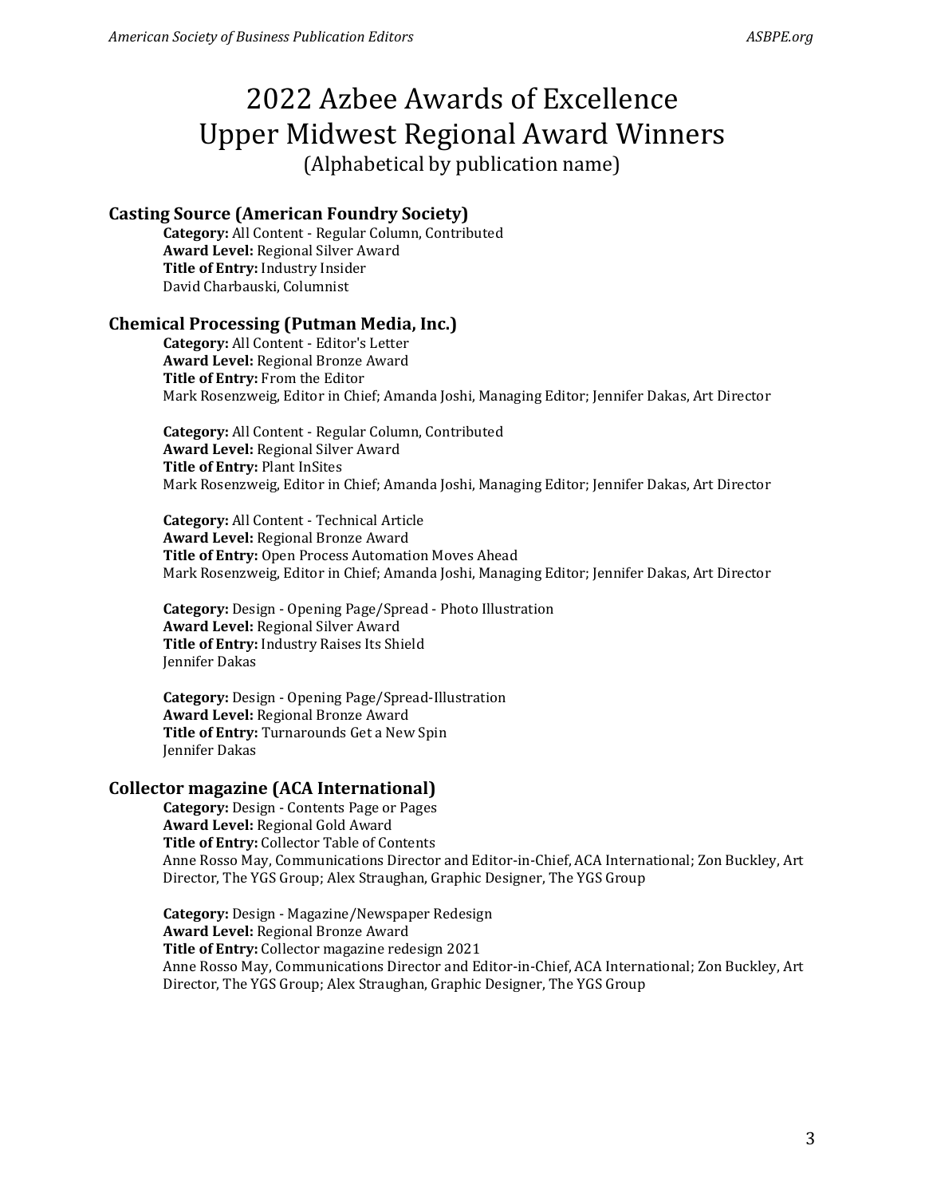# 2022 Azbee Awards of Excellence
# Upper Midwest Regional Award Winners
(Alphabetical by publication name)

## Casting Source (American Foundry Society)

**Category:** All Content - Regular Column, Contributed
**Award Level:** Regional Silver Award
**Title of Entry:** Industry Insider
David Charbauski, Columnist

## Chemical Processing (Putman Media, Inc.)

**Category:** All Content - Editor's Letter
**Award Level:** Regional Bronze Award
**Title of Entry:** From the Editor
Mark Rosenzweig, Editor in Chief; Amanda Joshi, Managing Editor; Jennifer Dakas, Art Director

**Category:** All Content - Regular Column, Contributed
**Award Level:** Regional Silver Award
**Title of Entry:** Plant InSites
Mark Rosenzweig, Editor in Chief; Amanda Joshi, Managing Editor; Jennifer Dakas, Art Director

**Category:** All Content - Technical Article
**Award Level:** Regional Bronze Award
**Title of Entry:** Open Process Automation Moves Ahead
Mark Rosenzweig, Editor in Chief; Amanda Joshi, Managing Editor; Jennifer Dakas, Art Director

**Category:** Design - Opening Page/Spread - Photo Illustration
**Award Level:** Regional Silver Award
**Title of Entry:** Industry Raises Its Shield
Jennifer Dakas

**Category:** Design - Opening Page/Spread-Illustration
**Award Level:** Regional Bronze Award
**Title of Entry:** Turnarounds Get a New Spin
Jennifer Dakas

## Collector magazine (ACA International)

**Category:** Design - Contents Page or Pages
**Award Level:** Regional Gold Award
**Title of Entry:** Collector Table of Contents
Anne Rosso May, Communications Director and Editor-in-Chief, ACA International; Zon Buckley, Art Director, The YGS Group; Alex Straughan, Graphic Designer, The YGS Group

**Category:** Design - Magazine/Newspaper Redesign
**Award Level:** Regional Bronze Award
**Title of Entry:** Collector magazine redesign 2021
Anne Rosso May, Communications Director and Editor-in-Chief, ACA International; Zon Buckley, Art Director, The YGS Group; Alex Straughan, Graphic Designer, The YGS Group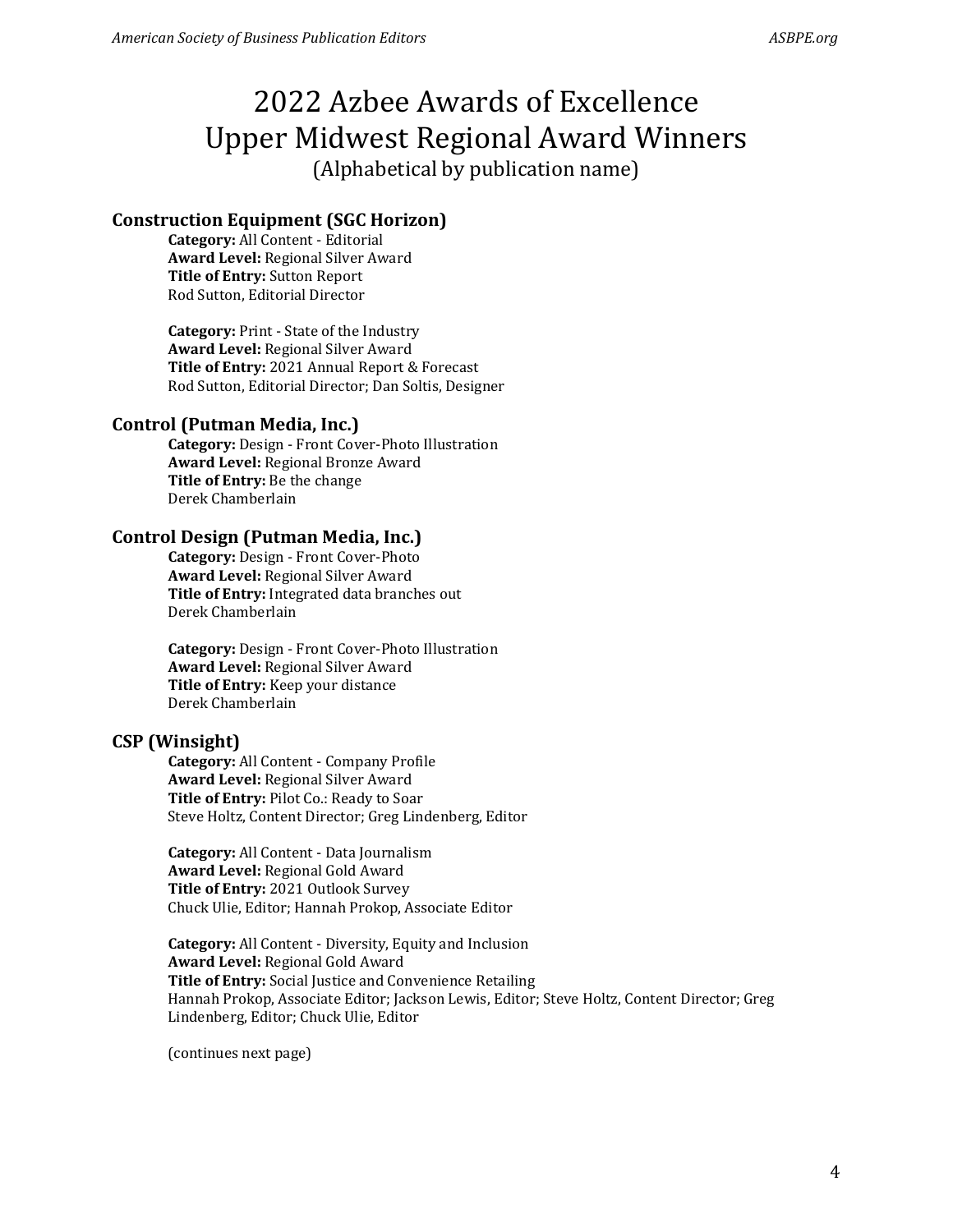# 2022 Azbee Awards of Excellence
# Upper Midwest Regional Award Winners
(Alphabetical by publication name)

### Construction Equipment (SGC Horizon)

**Category:** All Content - Editorial
**Award Level:** Regional Silver Award
**Title of Entry:** Sutton Report
Rod Sutton, Editorial Director

**Category:** Print - State of the Industry
**Award Level:** Regional Silver Award
**Title of Entry:** 2021 Annual Report & Forecast
Rod Sutton, Editorial Director; Dan Soltis, Designer

### Control (Putman Media, Inc.)

**Category:** Design - Front Cover-Photo Illustration
**Award Level:** Regional Bronze Award
**Title of Entry:** Be the change
Derek Chamberlain

### Control Design (Putman Media, Inc.)

**Category:** Design - Front Cover-Photo
**Award Level:** Regional Silver Award
**Title of Entry:** Integrated data branches out
Derek Chamberlain

**Category:** Design - Front Cover-Photo Illustration
**Award Level:** Regional Silver Award
**Title of Entry:** Keep your distance
Derek Chamberlain

### CSP (Winsight)

**Category:** All Content - Company Profile
**Award Level:** Regional Silver Award
**Title of Entry:** Pilot Co.: Ready to Soar
Steve Holtz, Content Director; Greg Lindenberg, Editor

**Category:** All Content - Data Journalism
**Award Level:** Regional Gold Award
**Title of Entry:** 2021 Outlook Survey
Chuck Ulie, Editor; Hannah Prokop, Associate Editor

**Category:** All Content - Diversity, Equity and Inclusion
**Award Level:** Regional Gold Award
**Title of Entry:** Social Justice and Convenience Retailing
Hannah Prokop, Associate Editor; Jackson Lewis, Editor; Steve Holtz, Content Director; Greg Lindenberg, Editor; Chuck Ulie, Editor

(continues next page)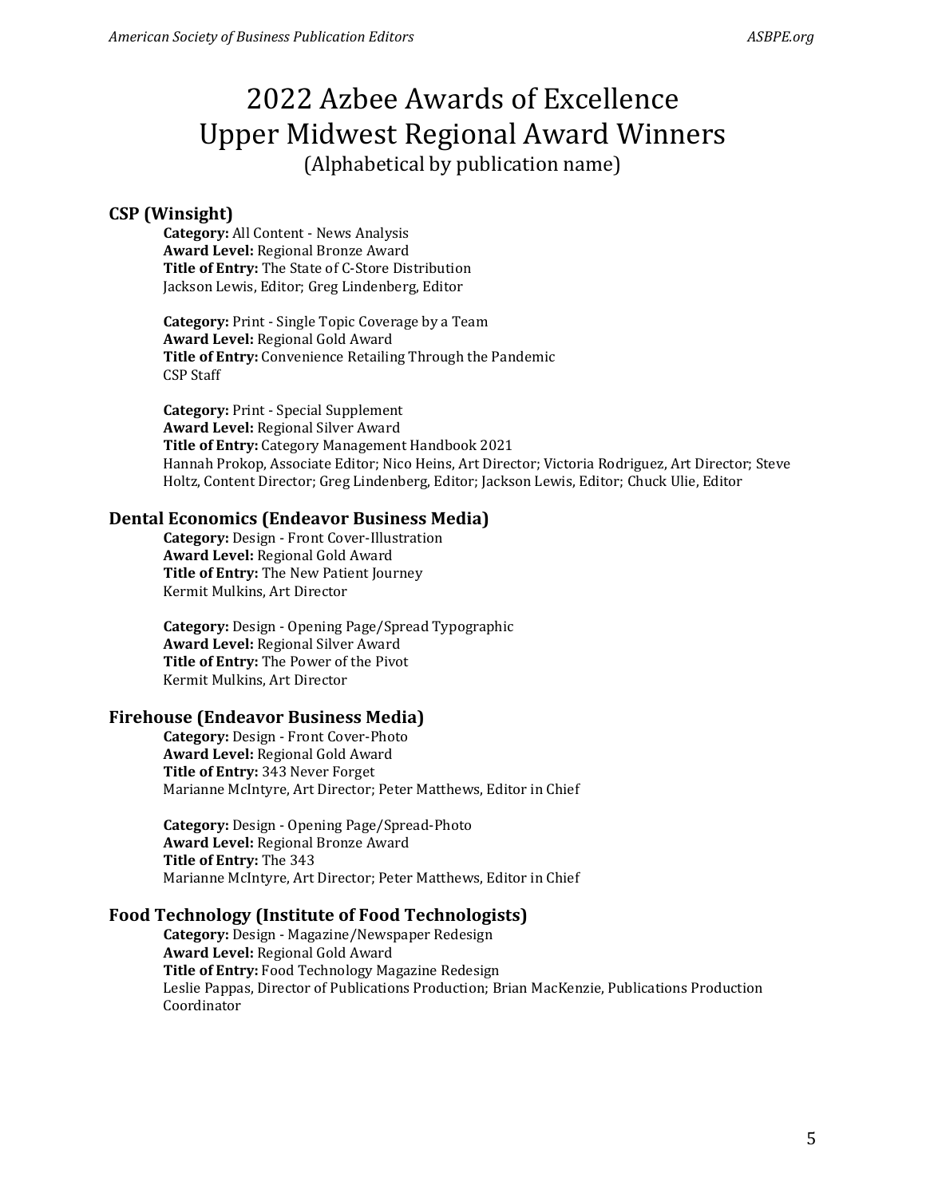# 2022 Azbee Awards of Excellence
# Upper Midwest Regional Award Winners
(Alphabetical by publication name)

## CSP (Winsight)

**Category:** All Content - News Analysis
**Award Level:** Regional Bronze Award
**Title of Entry:** The State of C-Store Distribution
Jackson Lewis, Editor; Greg Lindenberg, Editor

**Category:** Print - Single Topic Coverage by a Team
**Award Level:** Regional Gold Award
**Title of Entry:** Convenience Retailing Through the Pandemic
CSP Staff

**Category:** Print - Special Supplement
**Award Level:** Regional Silver Award
**Title of Entry:** Category Management Handbook 2021
Hannah Prokop, Associate Editor; Nico Heins, Art Director; Victoria Rodriguez, Art Director; Steve Holtz, Content Director; Greg Lindenberg, Editor; Jackson Lewis, Editor; Chuck Ulie, Editor

## Dental Economics (Endeavor Business Media)

**Category:** Design - Front Cover-Illustration
**Award Level:** Regional Gold Award
**Title of Entry:** The New Patient Journey
Kermit Mulkins, Art Director

**Category:** Design - Opening Page/Spread Typographic
**Award Level:** Regional Silver Award
**Title of Entry:** The Power of the Pivot
Kermit Mulkins, Art Director

## Firehouse (Endeavor Business Media)

**Category:** Design - Front Cover-Photo
**Award Level:** Regional Gold Award
**Title of Entry:** 343 Never Forget
Marianne McIntyre, Art Director; Peter Matthews, Editor in Chief

**Category:** Design - Opening Page/Spread-Photo
**Award Level:** Regional Bronze Award
**Title of Entry:** The 343
Marianne McIntyre, Art Director; Peter Matthews, Editor in Chief

## Food Technology (Institute of Food Technologists)

**Category:** Design - Magazine/Newspaper Redesign
**Award Level:** Regional Gold Award
**Title of Entry:** Food Technology Magazine Redesign
Leslie Pappas, Director of Publications Production; Brian MacKenzie, Publications Production Coordinator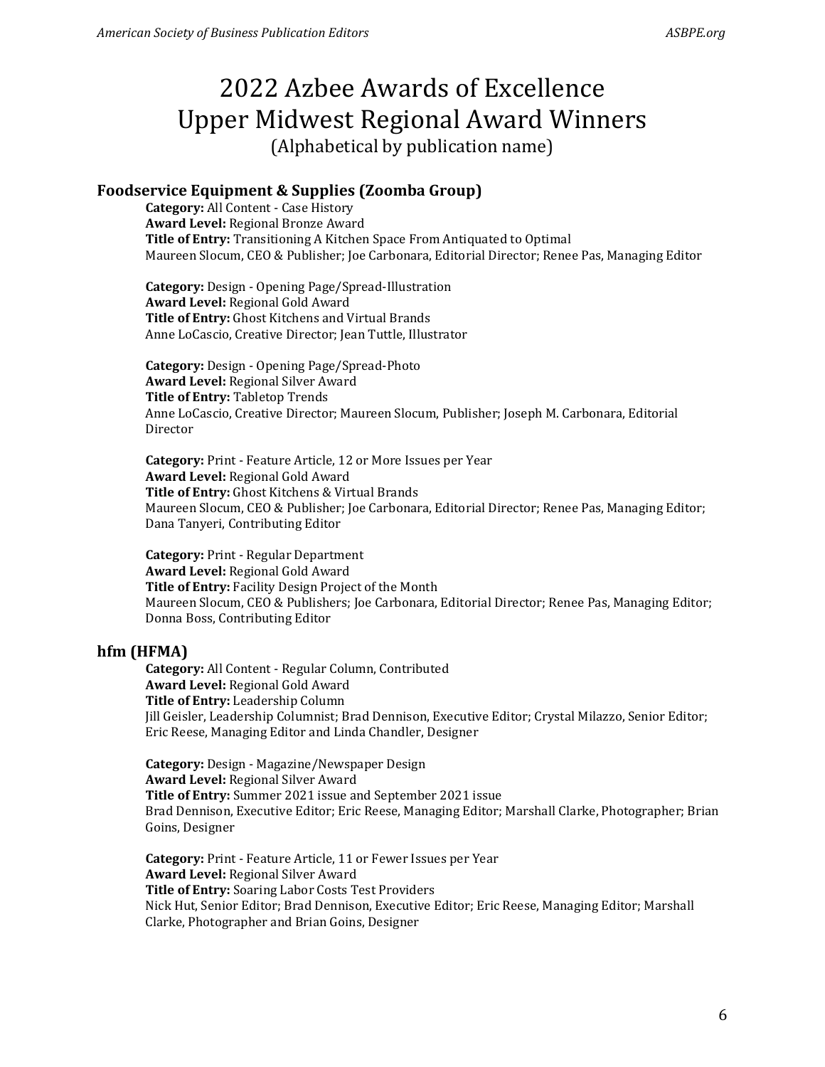# 2022 Azbee Awards of Excellence
# Upper Midwest Regional Award Winners
(Alphabetical by publication name)

## Foodservice Equipment & Supplies (Zoomba Group)

**Category:** All Content - Case History
**Award Level:** Regional Bronze Award
**Title of Entry:** Transitioning A Kitchen Space From Antiquated to Optimal
Maureen Slocum, CEO & Publisher; Joe Carbonara, Editorial Director; Renee Pas, Managing Editor

**Category:** Design - Opening Page/Spread-Illustration
**Award Level:** Regional Gold Award
**Title of Entry:** Ghost Kitchens and Virtual Brands
Anne LoCascio, Creative Director; Jean Tuttle, Illustrator

**Category:** Design - Opening Page/Spread-Photo
**Award Level:** Regional Silver Award
**Title of Entry:** Tabletop Trends
Anne LoCascio, Creative Director; Maureen Slocum, Publisher; Joseph M. Carbonara, Editorial Director

**Category:** Print - Feature Article, 12 or More Issues per Year
**Award Level:** Regional Gold Award
**Title of Entry:** Ghost Kitchens & Virtual Brands
Maureen Slocum, CEO & Publisher; Joe Carbonara, Editorial Director; Renee Pas, Managing Editor; Dana Tanyeri, Contributing Editor

**Category:** Print - Regular Department
**Award Level:** Regional Gold Award
**Title of Entry:** Facility Design Project of the Month
Maureen Slocum, CEO & Publishers; Joe Carbonara, Editorial Director; Renee Pas, Managing Editor; Donna Boss, Contributing Editor

## hfm (HFMA)

**Category:** All Content - Regular Column, Contributed
**Award Level:** Regional Gold Award
**Title of Entry:** Leadership Column
Jill Geisler, Leadership Columnist; Brad Dennison, Executive Editor; Crystal Milazzo, Senior Editor; Eric Reese, Managing Editor and Linda Chandler, Designer

**Category:** Design - Magazine/Newspaper Design
**Award Level:** Regional Silver Award
**Title of Entry:** Summer 2021 issue and September 2021 issue
Brad Dennison, Executive Editor; Eric Reese, Managing Editor; Marshall Clarke, Photographer; Brian Goins, Designer

**Category:** Print - Feature Article, 11 or Fewer Issues per Year
**Award Level:** Regional Silver Award
**Title of Entry:** Soaring Labor Costs Test Providers
Nick Hut, Senior Editor; Brad Dennison, Executive Editor; Eric Reese, Managing Editor; Marshall Clarke, Photographer and Brian Goins, Designer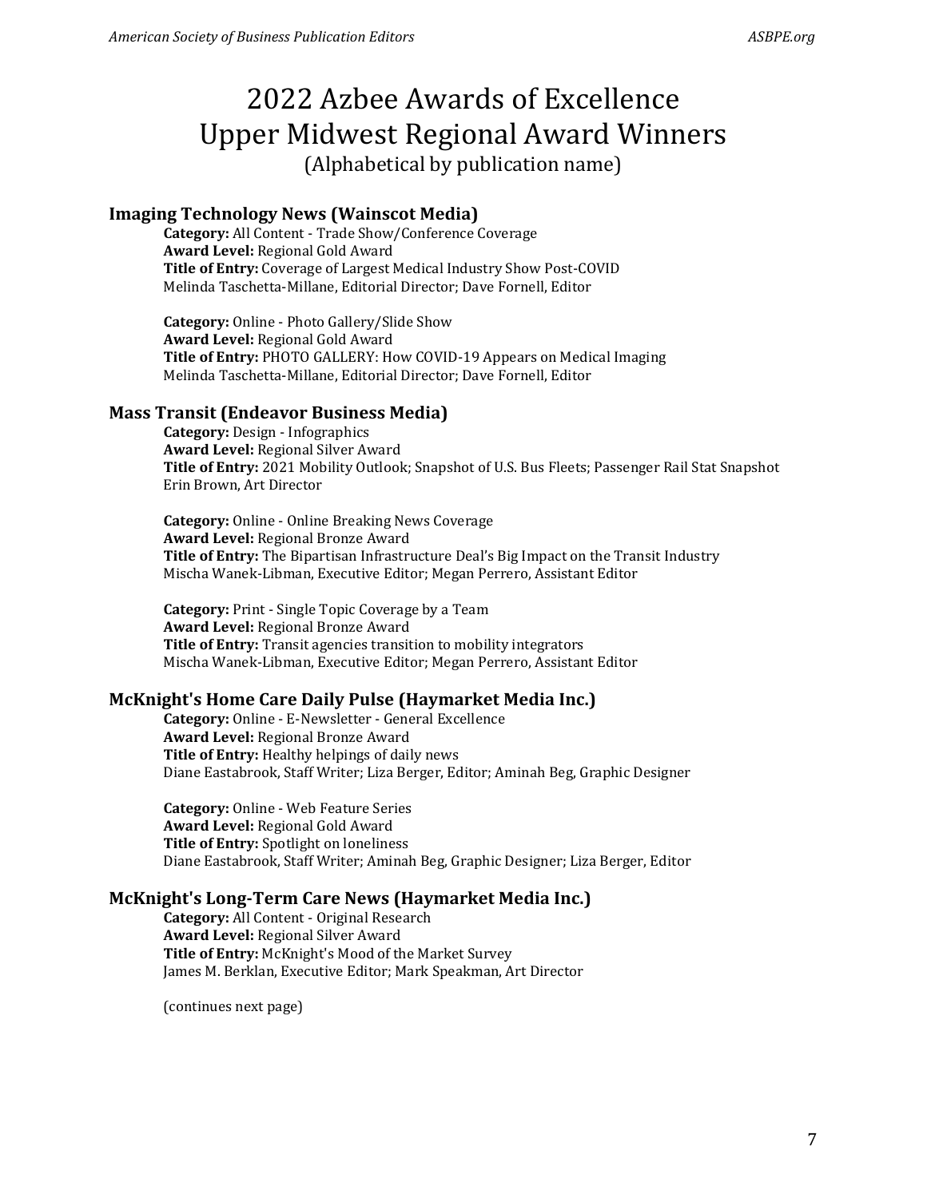# 2022 Azbee Awards of Excellence
# Upper Midwest Regional Award Winners

(Alphabetical by publication name)

### Imaging Technology News (Wainscot Media)

**Category:** All Content - Trade Show/Conference Coverage
**Award Level:** Regional Gold Award
**Title of Entry:** Coverage of Largest Medical Industry Show Post-COVID
Melinda Taschetta-Millane, Editorial Director; Dave Fornell, Editor

**Category:** Online - Photo Gallery/Slide Show
**Award Level:** Regional Gold Award
**Title of Entry:** PHOTO GALLERY: How COVID-19 Appears on Medical Imaging
Melinda Taschetta-Millane, Editorial Director; Dave Fornell, Editor

### Mass Transit (Endeavor Business Media)

**Category:** Design - Infographics
**Award Level:** Regional Silver Award
**Title of Entry:** 2021 Mobility Outlook; Snapshot of U.S. Bus Fleets; Passenger Rail Stat Snapshot
Erin Brown, Art Director

**Category:** Online - Online Breaking News Coverage
**Award Level:** Regional Bronze Award
**Title of Entry:** The Bipartisan Infrastructure Deal's Big Impact on the Transit Industry
Mischa Wanek-Libman, Executive Editor; Megan Perrero, Assistant Editor

**Category:** Print - Single Topic Coverage by a Team
**Award Level:** Regional Bronze Award
**Title of Entry:** Transit agencies transition to mobility integrators
Mischa Wanek-Libman, Executive Editor; Megan Perrero, Assistant Editor

### McKnight's Home Care Daily Pulse (Haymarket Media Inc.)

**Category:** Online - E-Newsletter - General Excellence
**Award Level:** Regional Bronze Award
**Title of Entry:** Healthy helpings of daily news
Diane Eastabrook, Staff Writer; Liza Berger, Editor; Aminah Beg, Graphic Designer

**Category:** Online - Web Feature Series
**Award Level:** Regional Gold Award
**Title of Entry:** Spotlight on loneliness
Diane Eastabrook, Staff Writer; Aminah Beg, Graphic Designer; Liza Berger, Editor

### McKnight's Long-Term Care News (Haymarket Media Inc.)

**Category:** All Content - Original Research
**Award Level:** Regional Silver Award
**Title of Entry:** McKnight's Mood of the Market Survey
James M. Berklan, Executive Editor; Mark Speakman, Art Director

(continues next page)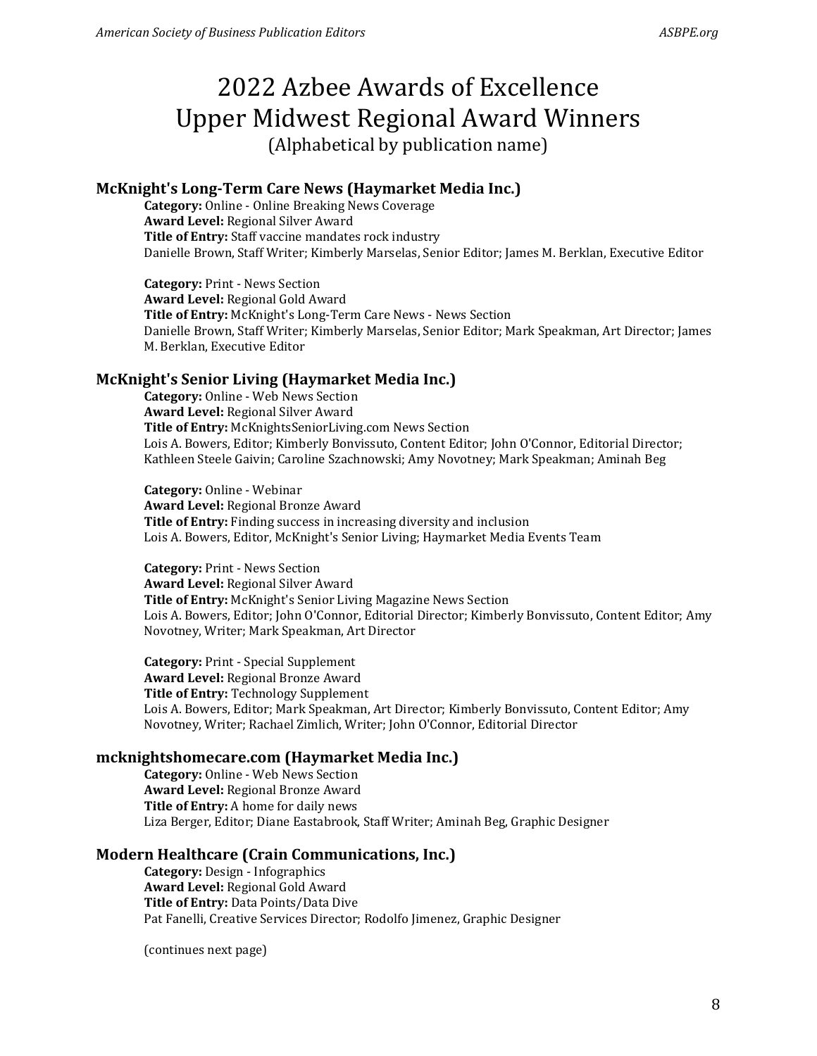# 2022 Azbee Awards of Excellence Upper Midwest Regional Award Winners

(Alphabetical by publication name)

### McKnight's Long-Term Care News (Haymarket Media Inc.)

**Category:** Online - Online Breaking News Coverage
**Award Level:** Regional Silver Award
**Title of Entry:** Staff vaccine mandates rock industry
Danielle Brown, Staff Writer; Kimberly Marselas, Senior Editor; James M. Berklan, Executive Editor

**Category:** Print - News Section
**Award Level:** Regional Gold Award
**Title of Entry:** McKnight's Long-Term Care News - News Section
Danielle Brown, Staff Writer; Kimberly Marselas, Senior Editor; Mark Speakman, Art Director; James M. Berklan, Executive Editor

### McKnight's Senior Living (Haymarket Media Inc.)

**Category:** Online - Web News Section
**Award Level:** Regional Silver Award
**Title of Entry:** McKnightsSeniorLiving.com News Section
Lois A. Bowers, Editor; Kimberly Bonvissuto, Content Editor; John O'Connor, Editorial Director; Kathleen Steele Gaivin; Caroline Szachnowski; Amy Novotney; Mark Speakman; Aminah Beg

**Category:** Online - Webinar
**Award Level:** Regional Bronze Award
**Title of Entry:** Finding success in increasing diversity and inclusion
Lois A. Bowers, Editor, McKnight's Senior Living; Haymarket Media Events Team

**Category:** Print - News Section
**Award Level:** Regional Silver Award
**Title of Entry:** McKnight's Senior Living Magazine News Section
Lois A. Bowers, Editor; John O'Connor, Editorial Director; Kimberly Bonvissuto, Content Editor; Amy Novotney, Writer; Mark Speakman, Art Director

**Category:** Print - Special Supplement
**Award Level:** Regional Bronze Award
**Title of Entry:** Technology Supplement
Lois A. Bowers, Editor; Mark Speakman, Art Director; Kimberly Bonvissuto, Content Editor; Amy Novotney, Writer; Rachael Zimlich, Writer; John O'Connor, Editorial Director

### mcknightshomecare.com (Haymarket Media Inc.)

**Category:** Online - Web News Section
**Award Level:** Regional Bronze Award
**Title of Entry:** A home for daily news
Liza Berger, Editor; Diane Eastabrook, Staff Writer; Aminah Beg, Graphic Designer

### Modern Healthcare (Crain Communications, Inc.)

**Category:** Design - Infographics
**Award Level:** Regional Gold Award
**Title of Entry:** Data Points/Data Dive
Pat Fanelli, Creative Services Director; Rodolfo Jimenez, Graphic Designer

(continues next page)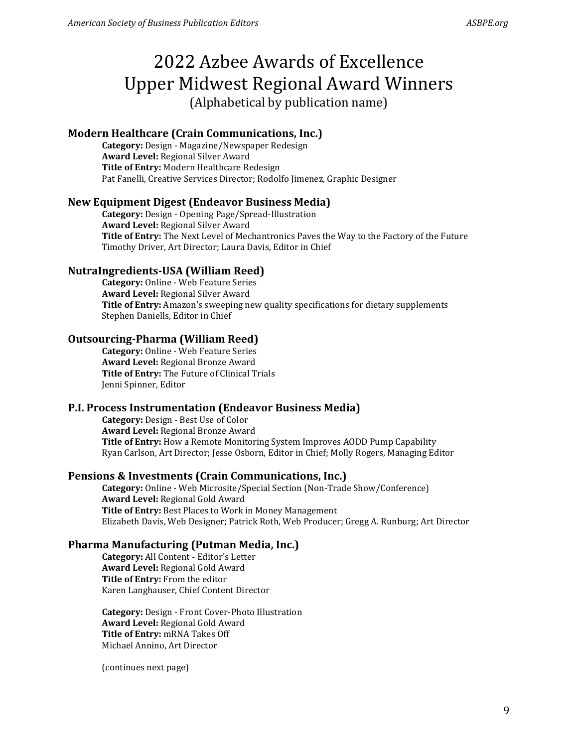# 2022 Azbee Awards of Excellence
# Upper Midwest Regional Award Winners

(Alphabetical by publication name)

### Modern Healthcare (Crain Communications, Inc.)

**Category:** Design - Magazine/Newspaper Redesign
**Award Level:** Regional Silver Award
**Title of Entry:** Modern Healthcare Redesign
Pat Fanelli, Creative Services Director; Rodolfo Jimenez, Graphic Designer

### New Equipment Digest (Endeavor Business Media)

**Category:** Design - Opening Page/Spread-Illustration
**Award Level:** Regional Silver Award
**Title of Entry:** The Next Level of Mechantronics Paves the Way to the Factory of the Future
Timothy Driver, Art Director; Laura Davis, Editor in Chief

### NutraIngredients-USA (William Reed)

**Category:** Online - Web Feature Series
**Award Level:** Regional Silver Award
**Title of Entry:** Amazon's sweeping new quality specifications for dietary supplements
Stephen Daniells, Editor in Chief

### Outsourcing-Pharma (William Reed)

**Category:** Online - Web Feature Series
**Award Level:** Regional Bronze Award
**Title of Entry:** The Future of Clinical Trials
Jenni Spinner, Editor

### P.I. Process Instrumentation (Endeavor Business Media)

**Category:** Design - Best Use of Color
**Award Level:** Regional Bronze Award
**Title of Entry:** How a Remote Monitoring System Improves AODD Pump Capability
Ryan Carlson, Art Director; Jesse Osborn, Editor in Chief; Molly Rogers, Managing Editor

### Pensions & Investments (Crain Communications, Inc.)

**Category:** Online - Web Microsite/Special Section (Non-Trade Show/Conference)
**Award Level:** Regional Gold Award
**Title of Entry:** Best Places to Work in Money Management
Elizabeth Davis, Web Designer; Patrick Roth, Web Producer; Gregg A. Runburg; Art Director

### Pharma Manufacturing (Putman Media, Inc.)

**Category:** All Content - Editor's Letter
**Award Level:** Regional Gold Award
**Title of Entry:** From the editor
Karen Langhauser, Chief Content Director

**Category:** Design - Front Cover-Photo Illustration
**Award Level:** Regional Gold Award
**Title of Entry:** mRNA Takes Off
Michael Annino, Art Director

(continues next page)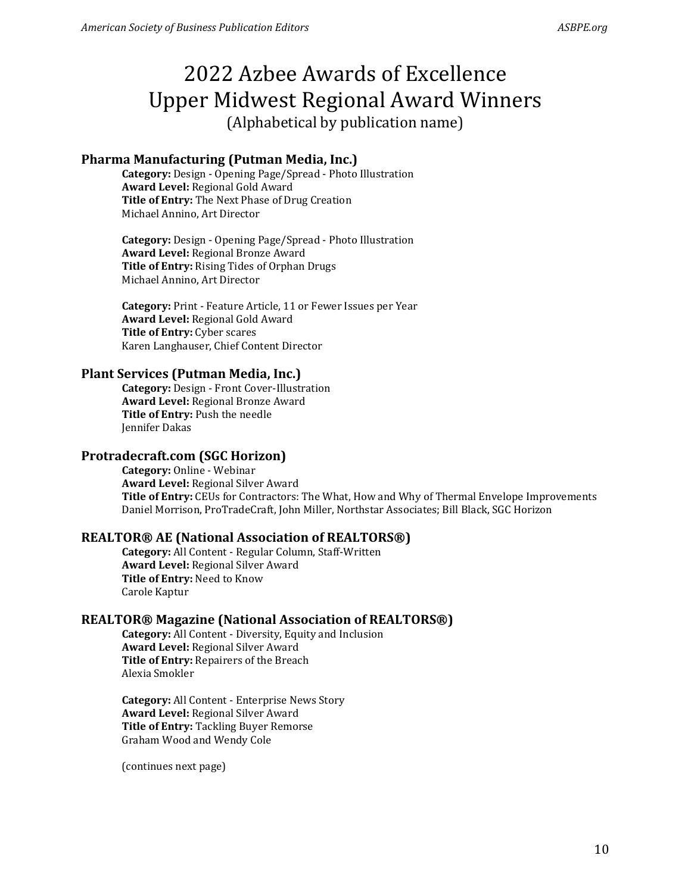# 2022 Azbee Awards of Excellence
# Upper Midwest Regional Award Winners

(Alphabetical by publication name)

### Pharma Manufacturing (Putman Media, Inc.)

**Category:** Design - Opening Page/Spread - Photo Illustration
**Award Level:** Regional Gold Award
**Title of Entry:** The Next Phase of Drug Creation
Michael Annino, Art Director

**Category:** Design - Opening Page/Spread - Photo Illustration
**Award Level:** Regional Bronze Award
**Title of Entry:** Rising Tides of Orphan Drugs
Michael Annino, Art Director

**Category:** Print - Feature Article, 11 or Fewer Issues per Year
**Award Level:** Regional Gold Award
**Title of Entry:** Cyber scares
Karen Langhauser, Chief Content Director

### Plant Services (Putman Media, Inc.)

**Category:** Design - Front Cover-Illustration
**Award Level:** Regional Bronze Award
**Title of Entry:** Push the needle
Jennifer Dakas

### Protradecraft.com (SGC Horizon)

**Category:** Online - Webinar
**Award Level:** Regional Silver Award
**Title of Entry:** CEUs for Contractors: The What, How and Why of Thermal Envelope Improvements
Daniel Morrison, ProTradeCraft, John Miller, Northstar Associates; Bill Black, SGC Horizon

### REALTOR® AE (National Association of REALTORS®)

**Category:** All Content - Regular Column, Staff-Written
**Award Level:** Regional Silver Award
**Title of Entry:** Need to Know
Carole Kaptur

### REALTOR® Magazine (National Association of REALTORS®)

**Category:** All Content - Diversity, Equity and Inclusion
**Award Level:** Regional Silver Award
**Title of Entry:** Repairers of the Breach
Alexia Smokler

**Category:** All Content - Enterprise News Story
**Award Level:** Regional Silver Award
**Title of Entry:** Tackling Buyer Remorse
Graham Wood and Wendy Cole

(continues next page)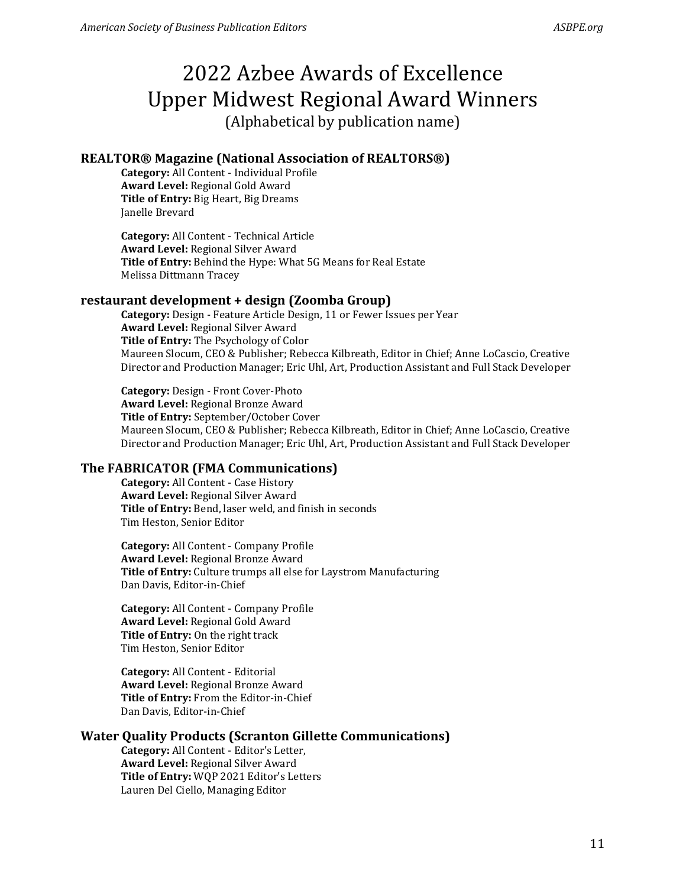# 2022 Azbee Awards of Excellence
# Upper Midwest Regional Award Winners

(Alphabetical by publication name)

### REALTOR® Magazine (National Association of REALTORS®)

**Category:** All Content - Individual Profile
**Award Level:** Regional Gold Award
**Title of Entry:** Big Heart, Big Dreams
Janelle Brevard

**Category:** All Content - Technical Article
**Award Level:** Regional Silver Award
**Title of Entry:** Behind the Hype: What 5G Means for Real Estate
Melissa Dittmann Tracey

### restaurant development + design (Zoomba Group)

**Category:** Design - Feature Article Design, 11 or Fewer Issues per Year
**Award Level:** Regional Silver Award
**Title of Entry:** The Psychology of Color
Maureen Slocum, CEO & Publisher; Rebecca Kilbreath, Editor in Chief; Anne LoCascio, Creative Director and Production Manager; Eric Uhl, Art, Production Assistant and Full Stack Developer

**Category:** Design - Front Cover-Photo
**Award Level:** Regional Bronze Award
**Title of Entry:** September/October Cover
Maureen Slocum, CEO & Publisher; Rebecca Kilbreath, Editor in Chief; Anne LoCascio, Creative Director and Production Manager; Eric Uhl, Art, Production Assistant and Full Stack Developer

### The FABRICATOR (FMA Communications)

**Category:** All Content - Case History
**Award Level:** Regional Silver Award
**Title of Entry:** Bend, laser weld, and finish in seconds
Tim Heston, Senior Editor

**Category:** All Content - Company Profile
**Award Level:** Regional Bronze Award
**Title of Entry:** Culture trumps all else for Laystrom Manufacturing
Dan Davis, Editor-in-Chief

**Category:** All Content - Company Profile
**Award Level:** Regional Gold Award
**Title of Entry:** On the right track
Tim Heston, Senior Editor

**Category:** All Content - Editorial
**Award Level:** Regional Bronze Award
**Title of Entry:** From the Editor-in-Chief
Dan Davis, Editor-in-Chief

### Water Quality Products (Scranton Gillette Communications)

**Category:** All Content - Editor's Letter,
**Award Level:** Regional Silver Award
**Title of Entry:** WQP 2021 Editor's Letters
Lauren Del Ciello, Managing Editor